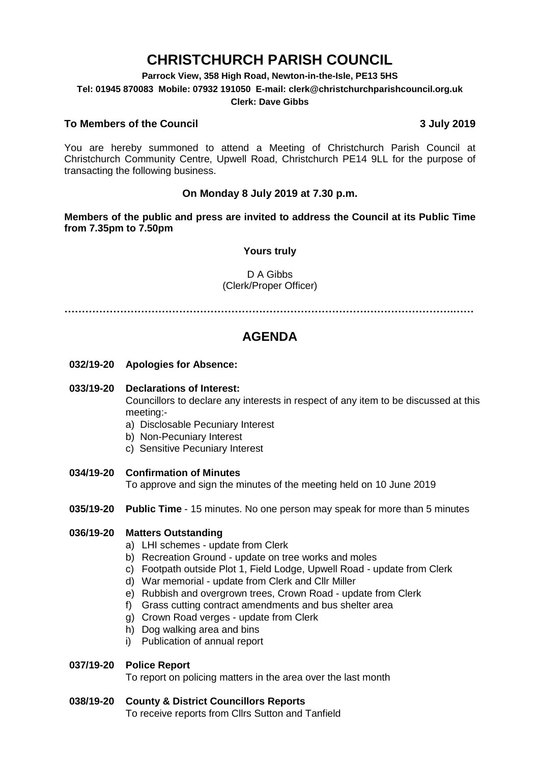# CHRISTCHURCH PARISH COUNCIL

**Parrock View, 358 High Road, Newton-in-the-Isle, PE13 5HS**
**Tel: 01945 870083 Mobile: 07932 191050 E-mail: clerk@christchurchparishcouncil.org.uk**
**Clerk: Dave Gibbs**

**To Members of the Council** **3 July 2019**

You are hereby summoned to attend a Meeting of Christchurch Parish Council at Christchurch Community Centre, Upwell Road, Christchurch PE14 9LL for the purpose of transacting the following business.

**On Monday 8 July 2019 at 7.30 p.m.**

**Members of the public and press are invited to address the Council at its Public Time from 7.35pm to 7.50pm**

**Yours truly**

D A Gibbs
(Clerk/Proper Officer)

…………………………………………………………………………………………………………

## AGENDA

**032/19-20 Apologies for Absence:**

**033/19-20 Declarations of Interest:**
Councillors to declare any interests in respect of any item to be discussed at this meeting:-
a) Disclosable Pecuniary Interest
b) Non-Pecuniary Interest
c) Sensitive Pecuniary Interest

**034/19-20 Confirmation of Minutes**
To approve and sign the minutes of the meeting held on 10 June 2019

**035/19-20 Public Time** - 15 minutes. No one person may speak for more than 5 minutes

**036/19-20 Matters Outstanding**
a) LHI schemes - update from Clerk
b) Recreation Ground - update on tree works and moles
c) Footpath outside Plot 1, Field Lodge, Upwell Road - update from Clerk
d) War memorial - update from Clerk and Cllr Miller
e) Rubbish and overgrown trees, Crown Road - update from Clerk
f) Grass cutting contract amendments and bus shelter area
g) Crown Road verges - update from Clerk
h) Dog walking area and bins
i) Publication of annual report

**037/19-20 Police Report**
To report on policing matters in the area over the last month

**038/19-20 County & District Councillors Reports**
To receive reports from Cllrs Sutton and Tanfield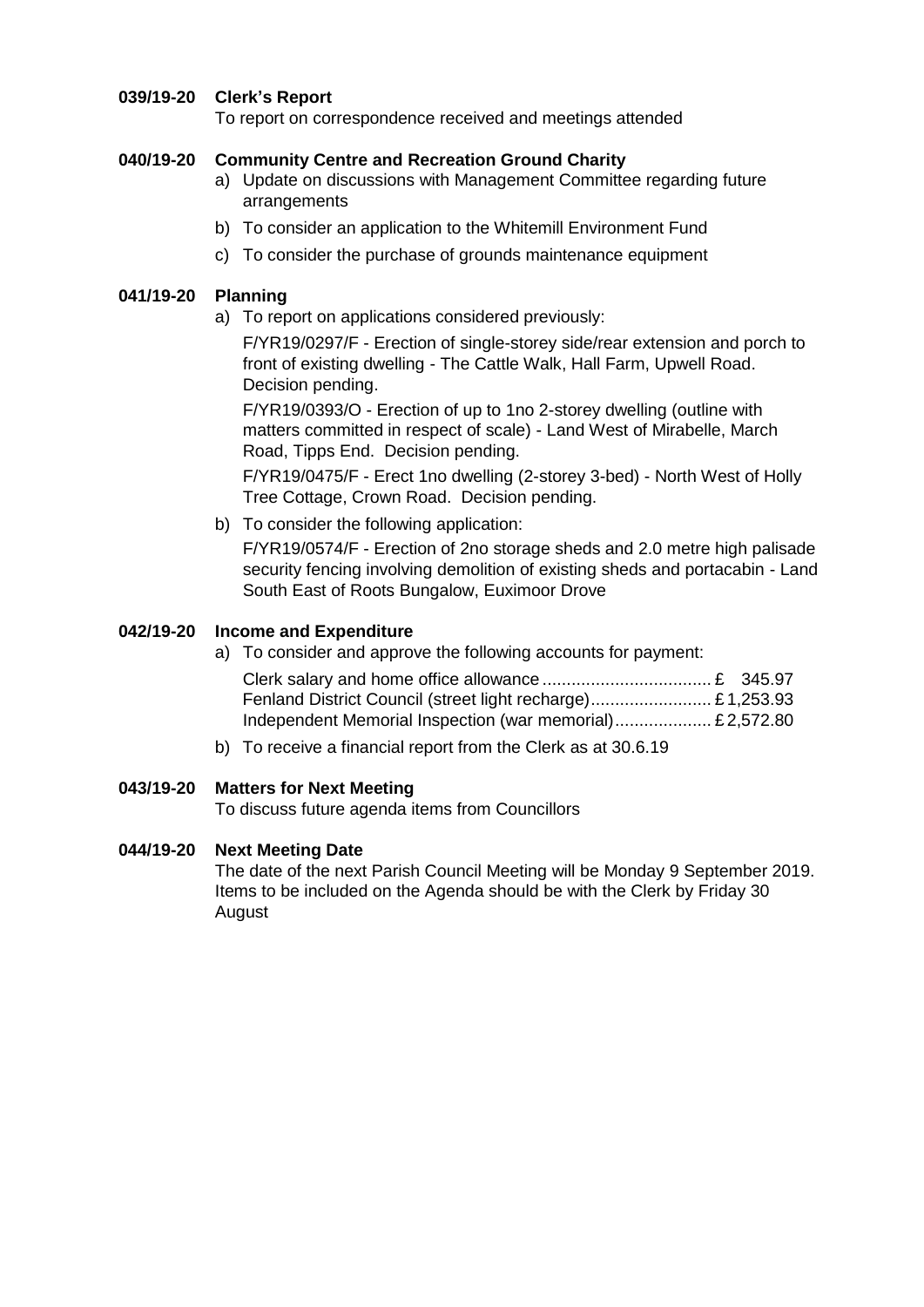**039/19-20 Clerk's Report**

To report on correspondence received and meetings attended

**040/19-20 Community Centre and Recreation Ground Charity**

a) Update on discussions with Management Committee regarding future arrangements

b) To consider an application to the Whitemill Environment Fund

c) To consider the purchase of grounds maintenance equipment

**041/19-20 Planning**

a) To report on applications considered previously:

F/YR19/0297/F - Erection of single-storey side/rear extension and porch to front of existing dwelling - The Cattle Walk, Hall Farm, Upwell Road. Decision pending.

F/YR19/0393/O - Erection of up to 1no 2-storey dwelling (outline with matters committed in respect of scale) - Land West of Mirabelle, March Road, Tipps End. Decision pending.

F/YR19/0475/F - Erect 1no dwelling (2-storey 3-bed) - North West of Holly Tree Cottage, Crown Road. Decision pending.

b) To consider the following application:

F/YR19/0574/F - Erection of 2no storage sheds and 2.0 metre high palisade security fencing involving demolition of existing sheds and portacabin - Land South East of Roots Bungalow, Euximoor Drove

**042/19-20 Income and Expenditure**

a) To consider and approve the following accounts for payment:

| | |
|---|---|
| Clerk salary and home office allowance | £ 345.97 |
| Fenland District Council (street light recharge) | £ 1,253.93 |
| Independent Memorial Inspection (war memorial) | £ 2,572.80 |

b) To receive a financial report from the Clerk as at 30.6.19

**043/19-20 Matters for Next Meeting**

To discuss future agenda items from Councillors

**044/19-20 Next Meeting Date**

The date of the next Parish Council Meeting will be Monday 9 September 2019. Items to be included on the Agenda should be with the Clerk by Friday 30 August